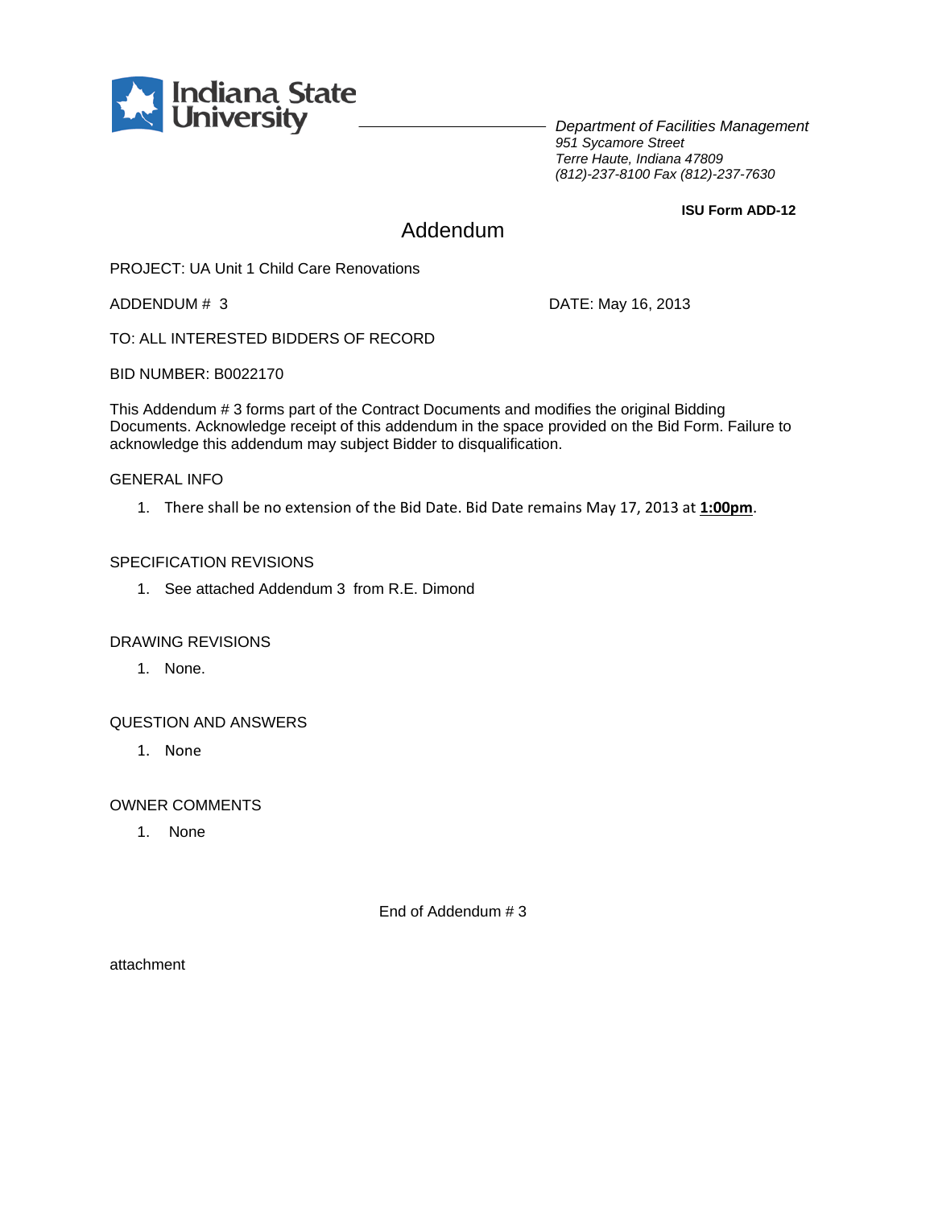**Indiana State University**

*Department of Facilities Management*
*951 Sycamore Street*
*Terre Haute, Indiana 47809*
*(812)-237-8100 Fax (812)-237-7630*

**ISU Form ADD-12**

# Addendum

PROJECT: UA Unit 1 Child Care Renovations

ADDENDUM # 3

DATE: May 16, 2013

TO: ALL INTERESTED BIDDERS OF RECORD

BID NUMBER: B0022170

This Addendum # 3 forms part of the Contract Documents and modifies the original Bidding Documents. Acknowledge receipt of this addendum in the space provided on the Bid Form. Failure to acknowledge this addendum may subject Bidder to disqualification.

GENERAL INFO

1. There shall be no extension of the Bid Date. Bid Date remains May 17, 2013 at **1:00pm**.

SPECIFICATION REVISIONS

1. See attached Addendum 3 from R.E. Dimond

DRAWING REVISIONS

1. None.

QUESTION AND ANSWERS

1. None

OWNER COMMENTS

1. None

End of Addendum # 3

attachment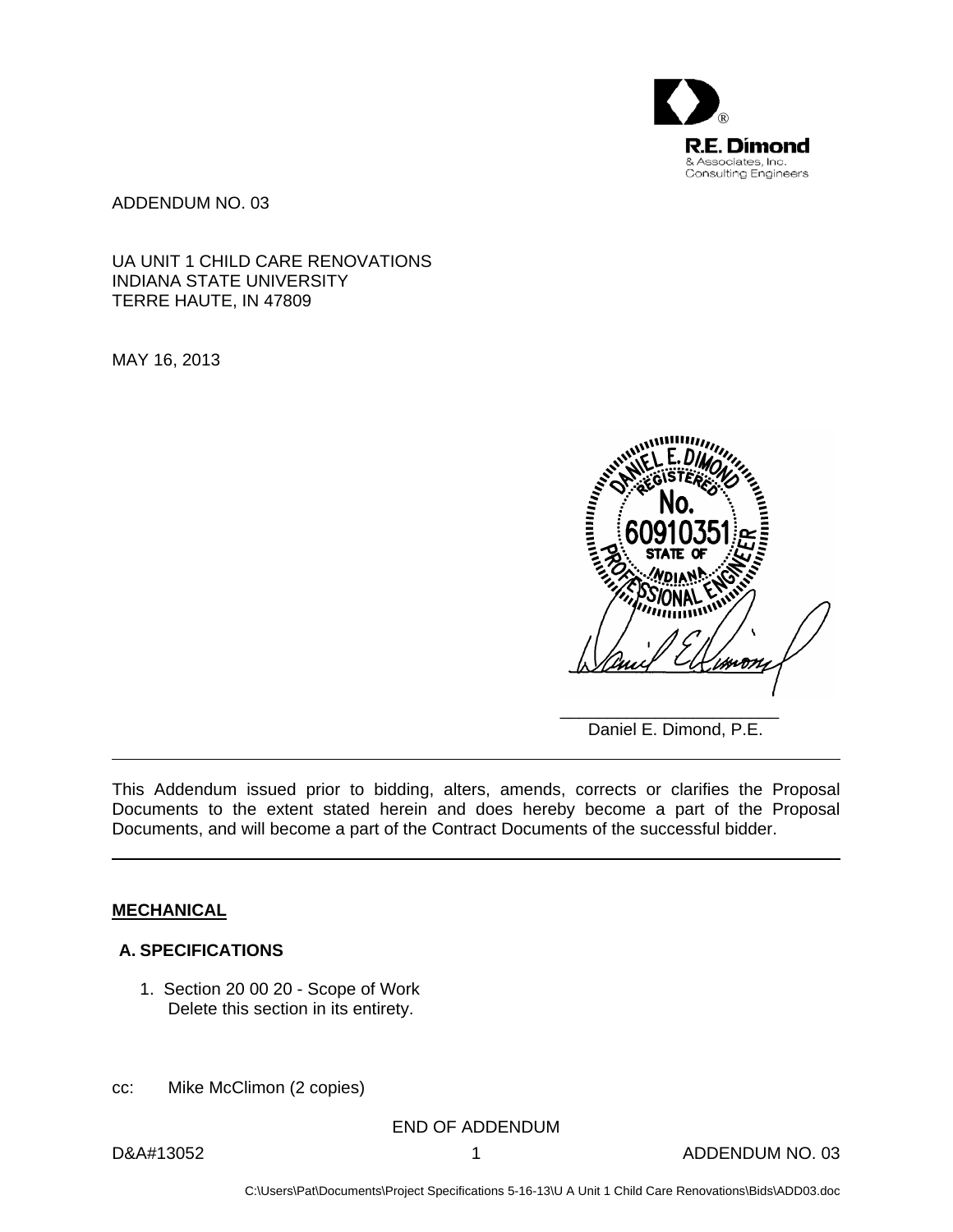R.E. Dimond
& Associates, Inc.
Consulting Engineers

ADDENDUM NO. 03

UA UNIT 1 CHILD CARE RENOVATIONS
INDIANA STATE UNIVERSITY
TERRE HAUTE, IN 47809

MAY 16, 2013

DANIEL E. DIMOND REGISTERED No. 60910351 STATE OF INDIANA PROFESSIONAL ENGINEER

Daniel E. Dimond, P.E.

---

This Addendum issued prior to bidding, alters, amends, corrects or clarifies the Proposal Documents to the extent stated herein and does hereby become a part of the Proposal Documents, and will become a part of the Contract Documents of the successful bidder.

---

**MECHANICAL**

**A. SPECIFICATIONS**

1. Section 20 00 20 - Scope of Work
   Delete this section in its entirety.

cc: Mike McClimon (2 copies)

END OF ADDENDUM

D&A#13052 ADDENDUM NO. 03

C:\Users\Pat\Documents\Project Specifications 5-16-13\U A Unit 1 Child Care Renovations\Bids\ADD03.doc